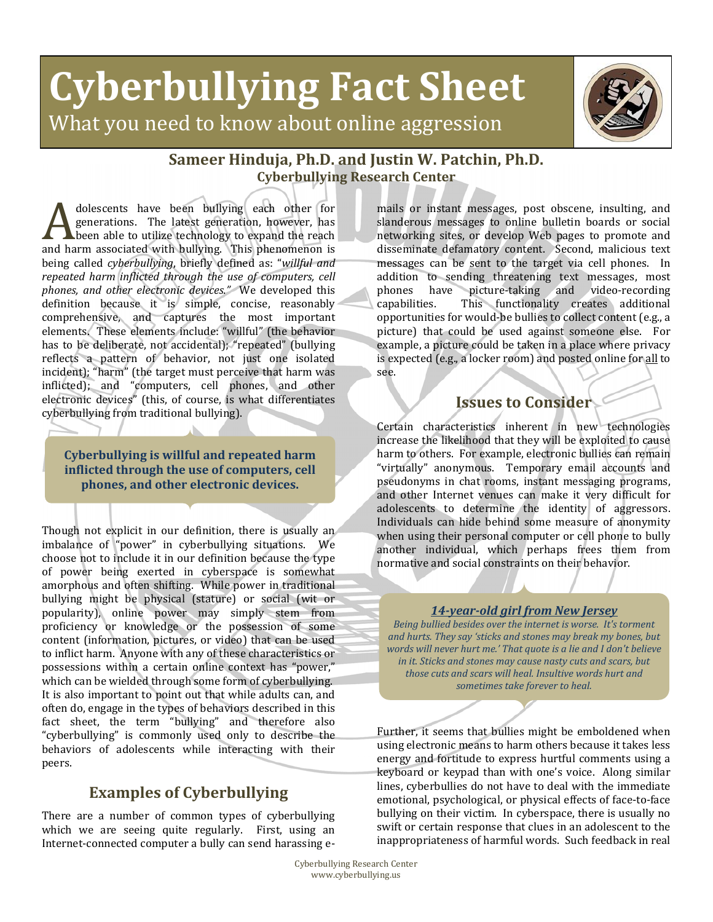# Cyberbullying Fact Sheet

What you need to know about online aggression

**Sameer Hinduja, Ph.D. and Justin W. Patchin, Ph.D.**
**Cyberbullying Research Center**

Adolescents have been bullying each other for generations. The latest generation, however, has been able to utilize technology to expand the reach and harm associated with bullying. This phenomenon is being called *cyberbullying*, briefly defined as: "*willful and repeated harm inflicted through the use of computers, cell phones, and other electronic devices.*" We developed this definition because it is simple, concise, reasonably comprehensive, and captures the most important elements. These elements include: "willful" (the behavior has to be deliberate, not accidental); "repeated" (bullying reflects a pattern of behavior, not just one isolated incident); "harm" (the target must perceive that harm was inflicted); and "computers, cell phones, and other electronic devices" (this, of course, is what differentiates cyberbullying from traditional bullying).

**Cyberbullying is willful and repeated harm inflicted through the use of computers, cell phones, and other electronic devices.**

Though not explicit in our definition, there is usually an imbalance of "power" in cyberbullying situations. We choose not to include it in our definition because the type of power being exerted in cyberspace is somewhat amorphous and often shifting. While power in traditional bullying might be physical (stature) or social (wit or popularity), online power may simply stem from proficiency or knowledge or the possession of some content (information, pictures, or video) that can be used to inflict harm. Anyone with any of these characteristics or possessions within a certain online context has "power," which can be wielded through some form of cyberbullying. It is also important to point out that while adults can, and often do, engage in the types of behaviors described in this fact sheet, the term "bullying" and therefore also "cyberbullying" is commonly used only to describe the behaviors of adolescents while interacting with their peers.

## Examples of Cyberbullying

There are a number of common types of cyberbullying which we are seeing quite regularly. First, using an Internet-connected computer a bully can send harassing e-mails or instant messages, post obscene, insulting, and slanderous messages to online bulletin boards or social networking sites, or develop Web pages to promote and disseminate defamatory content. Second, malicious text messages can be sent to the target via cell phones. In addition to sending threatening text messages, most phones have picture-taking and video-recording capabilities. This functionality creates additional opportunities for would-be bullies to collect content (e.g., a picture) that could be used against someone else. For example, a picture could be taken in a place where privacy is expected (e.g., a locker room) and posted online for all to see.

## Issues to Consider

Certain characteristics inherent in new technologies increase the likelihood that they will be exploited to cause harm to others. For example, electronic bullies can remain "virtually" anonymous. Temporary email accounts and pseudonyms in chat rooms, instant messaging programs, and other Internet venues can make it very difficult for adolescents to determine the identity of aggressors. Individuals can hide behind some measure of anonymity when using their personal computer or cell phone to bully another individual, which perhaps frees them from normative and social constraints on their behavior.

***14-year-old girl from New Jersey***

*Being bullied besides over the internet is worse. It's torment and hurts. They say 'sticks and stones may break my bones, but words will never hurt me.' That quote is a lie and I don't believe in it. Sticks and stones may cause nasty cuts and scars, but those cuts and scars will heal. Insultive words hurt and sometimes take forever to heal.*

Further, it seems that bullies might be emboldened when using electronic means to harm others because it takes less energy and fortitude to express hurtful comments using a keyboard or keypad than with one's voice. Along similar lines, cyberbullies do not have to deal with the immediate emotional, psychological, or physical effects of face-to-face bullying on their victim. In cyberspace, there is usually no swift or certain response that clues in an adolescent to the inappropriateness of harmful words. Such feedback in real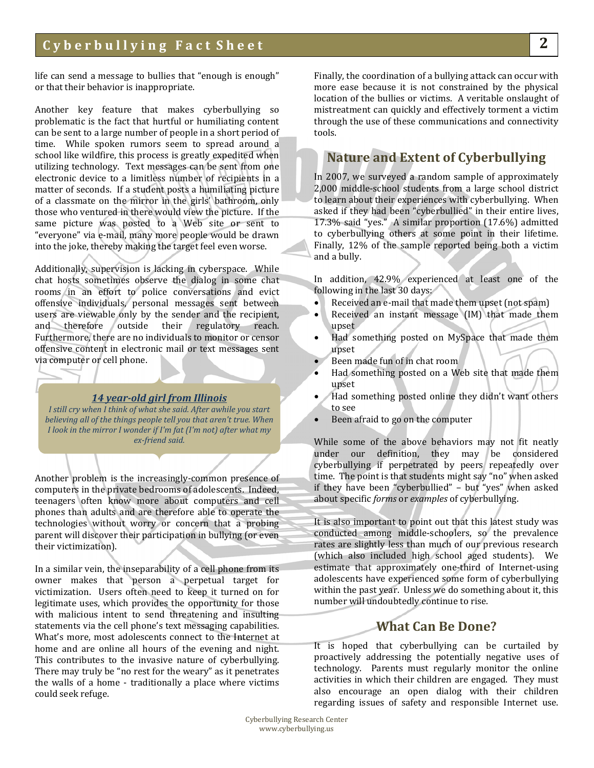life can send a message to bullies that "enough is enough" or that their behavior is inappropriate.

Another key feature that makes cyberbullying so problematic is the fact that hurtful or humiliating content can be sent to a large number of people in a short period of time. While spoken rumors seem to spread around a school like wildfire, this process is greatly expedited when utilizing technology. Text messages can be sent from one electronic device to a limitless number of recipients in a matter of seconds. If a student posts a humiliating picture of a classmate on the mirror in the girls' bathroom, only those who ventured in there would view the picture. If the same picture was posted to a Web site or sent to "everyone" via e-mail, many more people would be drawn into the joke, thereby making the target feel even worse.

Additionally, supervision is lacking in cyberspace. While chat hosts sometimes observe the dialog in some chat rooms in an effort to police conversations and evict offensive individuals, personal messages sent between users are viewable only by the sender and the recipient, and therefore outside their regulatory reach. Furthermore, there are no individuals to monitor or censor offensive content in electronic mail or text messages sent via computer or cell phone.

> ***14 year-old girl from Illinois***
>
> *I still cry when I think of what she said. After awhile you start believing all of the things people tell you that aren't true. When I look in the mirror I wonder if I'm fat (I'm not) after what my ex-friend said.*

Another problem is the increasingly-common presence of computers in the private bedrooms of adolescents. Indeed, teenagers often know more about computers and cell phones than adults and are therefore able to operate the technologies without worry or concern that a probing parent will discover their participation in bullying (or even their victimization).

In a similar vein, the inseparability of a cell phone from its owner makes that person a perpetual target for victimization. Users often need to keep it turned on for legitimate uses, which provides the opportunity for those with malicious intent to send threatening and insulting statements via the cell phone's text messaging capabilities. What's more, most adolescents connect to the Internet at home and are online all hours of the evening and night. This contributes to the invasive nature of cyberbullying. There may truly be "no rest for the weary" as it penetrates the walls of a home - traditionally a place where victims could seek refuge.

Finally, the coordination of a bullying attack can occur with more ease because it is not constrained by the physical location of the bullies or victims. A veritable onslaught of mistreatment can quickly and effectively torment a victim through the use of these communications and connectivity tools.

## Nature and Extent of Cyberbullying

In 2007, we surveyed a random sample of approximately 2,000 middle-school students from a large school district to learn about their experiences with cyberbullying. When asked if they had been "cyberbullied" in their entire lives, 17.3% said "yes." A similar proportion (17.6%) admitted to cyberbullying others at some point in their lifetime. Finally, 12% of the sample reported being both a victim and a bully.

In addition, 42.9% experienced at least one of the following in the last 30 days:

- Received an e-mail that made them upset (not spam)
- Received an instant message (IM) that made them upset
- Had something posted on MySpace that made them upset
- Been made fun of in chat room
- Had something posted on a Web site that made them upset
- Had something posted online they didn't want others to see
- Been afraid to go on the computer

While some of the above behaviors may not fit neatly under our definition, they may be considered cyberbullying if perpetrated by peers repeatedly over time. The point is that students might say "no" when asked if they have been "cyberbullied" – but "yes" when asked about specific *forms* or *examples* of cyberbullying.

It is also important to point out that this latest study was conducted among middle-schoolers, so the prevalence rates are slightly less than much of our previous research (which also included high school aged students). We estimate that approximately one-third of Internet-using adolescents have experienced some form of cyberbullying within the past year. Unless we do something about it, this number will undoubtedly continue to rise.

## What Can Be Done?

It is hoped that cyberbullying can be curtailed by proactively addressing the potentially negative uses of technology. Parents must regularly monitor the online activities in which their children are engaged. They must also encourage an open dialog with their children regarding issues of safety and responsible Internet use.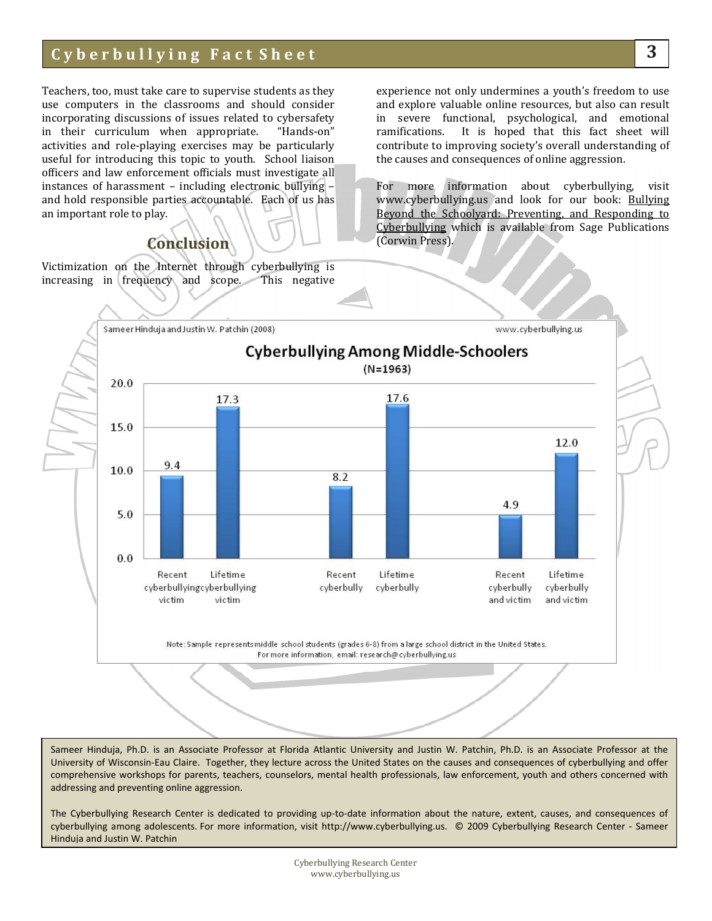Teachers, too, must take care to supervise students as they use computers in the classrooms and should consider incorporating discussions of issues related to cybersafety in their curriculum when appropriate. "Hands-on" activities and role-playing exercises may be particularly useful for introducing this topic to youth. School liaison officers and law enforcement officials must investigate all instances of harassment – including electronic bullying – and hold responsible parties accountable. Each of us has an important role to play.

## Conclusion

Victimization on the Internet through cyberbullying is increasing in frequency and scope. This negative experience not only undermines a youth's freedom to use and explore valuable online resources, but also can result in severe functional, psychological, and emotional ramifications. It is hoped that this fact sheet will contribute to improving society's overall understanding of the causes and consequences of online aggression.

For more information about cyberbullying, visit www.cyberbullying.us and look for our book: Bullying Beyond the Schoolyard: Preventing, and Responding to Cyberbullying which is available from Sage Publications (Corwin Press).

Sameer Hinduja and Justin W. Patchin (2008)

www.cyberbullying.us

Cyberbullying Among Middle-Schoolers

(N=1963)

20.0
15.0
10.0
5.0
0.0

9.4
17.3
8.2
17.6
4.9
12.0

Recent cyberbullying victim
Lifetime cyberbullying victim
Recent cyberbully
Lifetime cyberbully
Recent cyberbully and victim
Lifetime cyberbully and victim

Note: Sample represents middle school students (grades 6-8) from a large school district in the United States.
For more information, email: research@cyberbullying.us

Sameer Hinduja, Ph.D. is an Associate Professor at Florida Atlantic University and Justin W. Patchin, Ph.D. is an Associate Professor at the University of Wisconsin-Eau Claire. Together, they lecture across the United States on the causes and consequences of cyberbullying and offer comprehensive workshops for parents, teachers, counselors, mental health professionals, law enforcement, youth and others concerned with addressing and preventing online aggression.

The Cyberbullying Research Center is dedicated to providing up-to-date information about the nature, extent, causes, and consequences of cyberbullying among adolescents. For more information, visit http://www.cyberbullying.us. © 2009 Cyberbullying Research Center - Sameer Hinduja and Justin W. Patchin